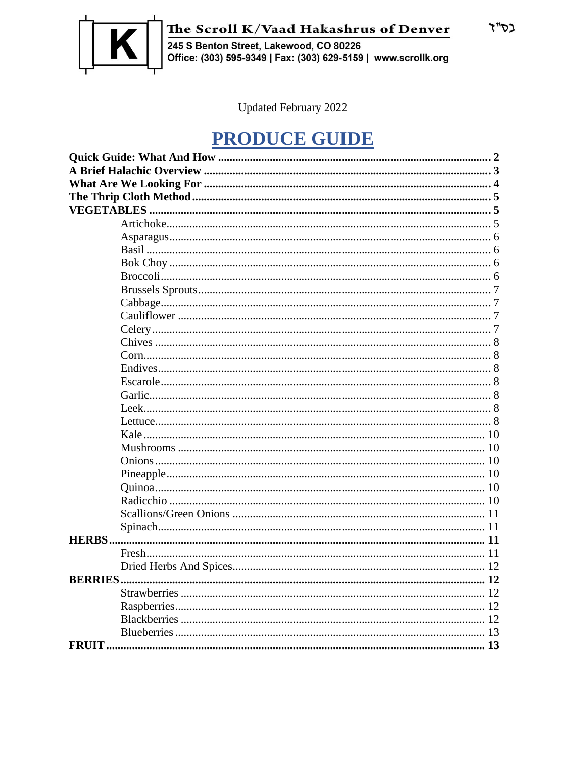בס"ד

**The Scroll K/Vaad Hakashrus of Denver**

245 S Benton Street, Lakewood, CO 80226
Office: (303) 595-9349 | Fax: (303) 629-5159 | www.scrollk.org

Updated February 2022

# PRODUCE GUIDE

**Quick Guide: What And How** .......... **2**
**A Brief Halachic Overview** .......... **3**
**What Are We Looking For** .......... **4**
**The Thrip Cloth Method** .......... **5**
**VEGETABLES** .......... **5**
- Artichoke .......... 5
- Asparagus .......... 6
- Basil .......... 6
- Bok Choy .......... 6
- Broccoli .......... 6
- Brussels Sprouts .......... 7
- Cabbage .......... 7
- Cauliflower .......... 7
- Celery .......... 7
- Chives .......... 8
- Corn .......... 8
- Endives .......... 8
- Escarole .......... 8
- Garlic .......... 8
- Leek .......... 8
- Lettuce .......... 8
- Kale .......... 10
- Mushrooms .......... 10
- Onions .......... 10
- Pineapple .......... 10
- Quinoa .......... 10
- Radicchio .......... 10
- Scallions/Green Onions .......... 11
- Spinach .......... 11

**HERBS** .......... **11**
- Fresh .......... 11
- Dried Herbs And Spices .......... 12

**BERRIES** .......... **12**
- Strawberries .......... 12
- Raspberries .......... 12
- Blackberries .......... 12
- Blueberries .......... 13

**FRUIT** .......... **13**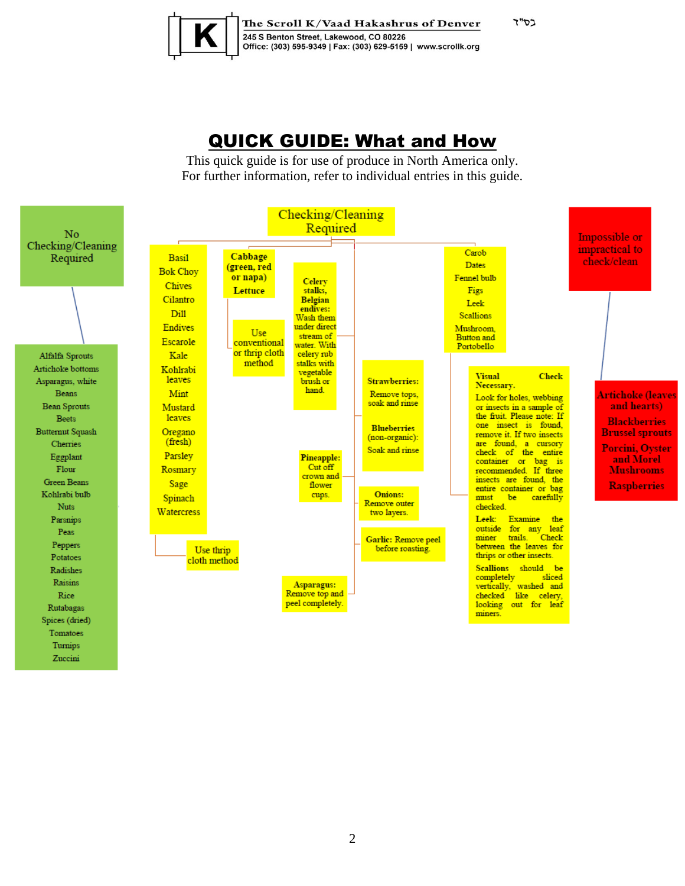בס"ד

**The Scroll K/Vaad Hakashrus of Denver**
245 S Benton Street, Lakewood, CO 80226
Office: (303) 595-9349 | Fax: (303) 629-5159 | www.scrollk.org

# QUICK GUIDE: What and How

This quick guide is for use of produce in North America only.
For further information, refer to individual entries in this guide.

## No Checking/Cleaning Required

- Alfalfa Sprouts
- Artichoke bottoms
- Asparagus, white
- Beans
- Bean Sprouts
- Beets
- Butternut Squash
- Cherries
- Eggplant
- Flour
- Green Beans
- Kohlrabi bulb
- Nuts
- Parsnips
- Peas
- Peppers
- Potatoes
- Radishes
- Raisins
- Rice
- Rutabagas
- Spices (dried)
- Tomatoes
- Turnips
- Zuccini

## Checking/Cleaning Required

Basil, Bok Choy, Chives, Cilantro, Dill, Endives, Escarole, Kale, Kohlrabi leaves, Mint, Mustard leaves, Oregano (fresh), Parsley, Rosmary, Sage, Spinach, Watercress

→ Use thrip cloth method

**Cabbage (green, red or napa)**
**Lettuce**

→ Use conventional or thrip cloth method

**Celery stalks, Belgian endives:** Wash them under direct stream of water. With celery rub stalks with vegetable brush or hand.

**Pineapple:** Cut off crown and flower cups.

**Asparagus:** Remove top and peel completely.

**Strawberries:** Remove tops, soak and rinse

**Blueberries** (non-organic): Soak and rinse

**Onions:** Remove outer two layers.

**Garlic:** Remove peel before roasting.

Carob, Dates, Fennel bulb, Figs, Leek, Scallions, Mushroom, Button and Portobello

→ **Visual Check Necessary.**

Look for holes, webbing or insects in a sample of the fruit. Please note: If one insect is found, remove it. If two insects are found, a cursory check of the entire container or bag is recommended. If three insects are found, the entire container or bag must be carefully checked.

**Leek:** Examine the outside for any leaf miner trails. Check between the leaves for thrips or other insects.

**Scallions** should be completely sliced vertically, washed and checked like celery, looking out for leaf miners.

## Impossible or impractical to check/clean

- Artichoke (leaves and hearts)
- Blackberries
- Brussel sprouts
- Porcini, Oyster and Morel Mushrooms
- Raspberries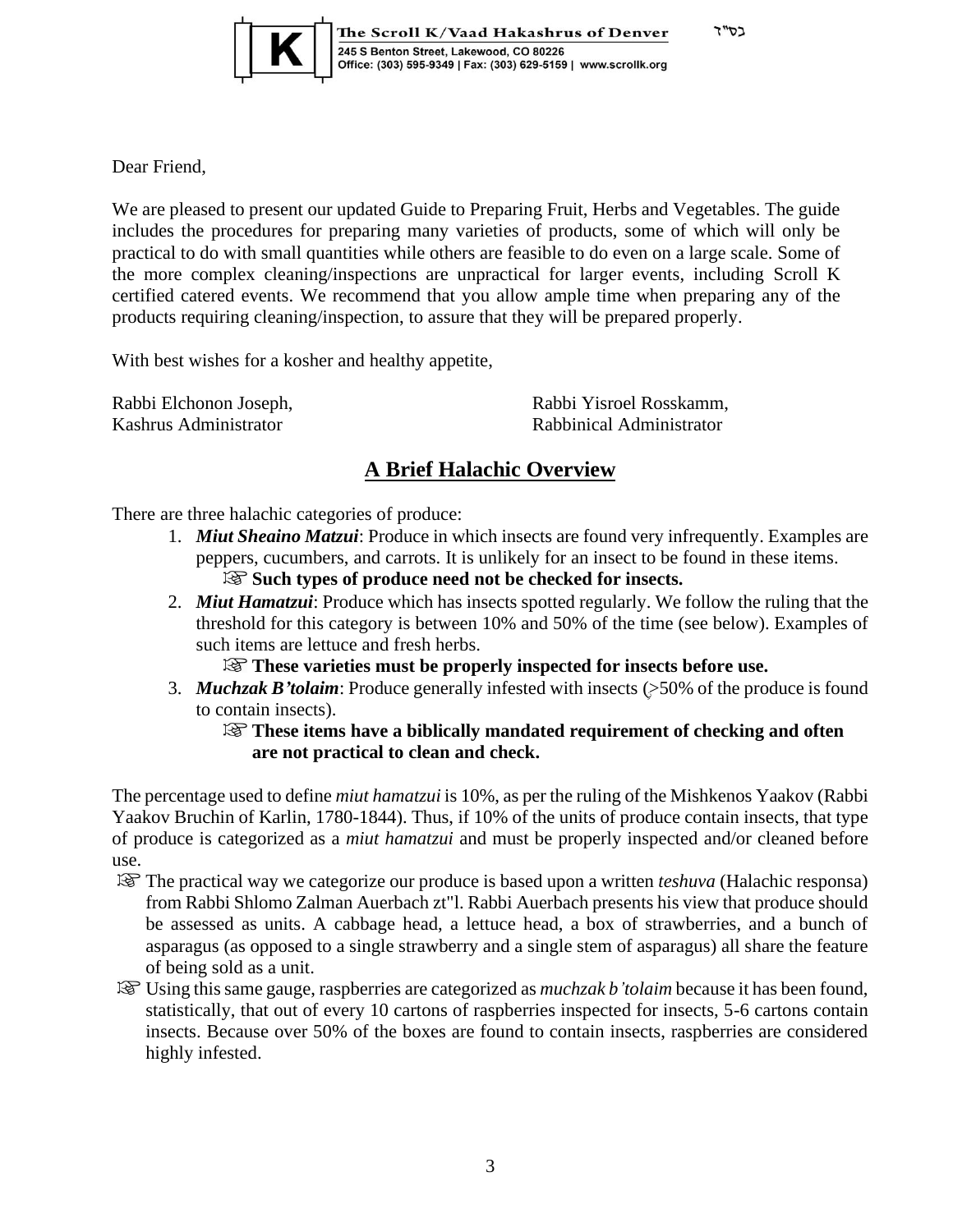The Scroll K/Vaad Hakashrus of Denver

245 S Benton Street, Lakewood, CO 80226
Office: (303) 595-9349 | Fax: (303) 629-5159 | www.scrollk.org

בס"ד

Dear Friend,

We are pleased to present our updated Guide to Preparing Fruit, Herbs and Vegetables. The guide includes the procedures for preparing many varieties of products, some of which will only be practical to do with small quantities while others are feasible to do even on a large scale. Some of the more complex cleaning/inspections are unpractical for larger events, including Scroll K certified catered events. We recommend that you allow ample time when preparing any of the products requiring cleaning/inspection, to assure that they will be prepared properly.

With best wishes for a kosher and healthy appetite,

Rabbi Elchonon Joseph,
Kashrus Administrator

Rabbi Yisroel Rosskamm,
Rabbinical Administrator

## A Brief Halachic Overview

There are three halachic categories of produce:

1. ***Miut Sheaino Matzui***: Produce in which insects are found very infrequently. Examples are peppers, cucumbers, and carrots. It is unlikely for an insect to be found in these items.
   ☞ **Such types of produce need not be checked for insects.**
2. ***Miut Hamatzui***: Produce which has insects spotted regularly. We follow the ruling that the threshold for this category is between 10% and 50% of the time (see below). Examples of such items are lettuce and fresh herbs.
   ☞ **These varieties must be properly inspected for insects before use.**
3. ***Muchzak B'tolaim***: Produce generally infested with insects (>50% of the produce is found to contain insects).
   ☞ **These items have a biblically mandated requirement of checking and often are not practical to clean and check.**

The percentage used to define *miut hamatzui* is 10%, as per the ruling of the Mishkenos Yaakov (Rabbi Yaakov Bruchin of Karlin, 1780-1844). Thus, if 10% of the units of produce contain insects, that type of produce is categorized as a *miut hamatzui* and must be properly inspected and/or cleaned before use.

☞ The practical way we categorize our produce is based upon a written *teshuva* (Halachic responsa) from Rabbi Shlomo Zalman Auerbach zt"l. Rabbi Auerbach presents his view that produce should be assessed as units. A cabbage head, a lettuce head, a box of strawberries, and a bunch of asparagus (as opposed to a single strawberry and a single stem of asparagus) all share the feature of being sold as a unit.

☞ Using this same gauge, raspberries are categorized as *muchzak b'tolaim* because it has been found, statistically, that out of every 10 cartons of raspberries inspected for insects, 5-6 cartons contain insects. Because over 50% of the boxes are found to contain insects, raspberries are considered highly infested.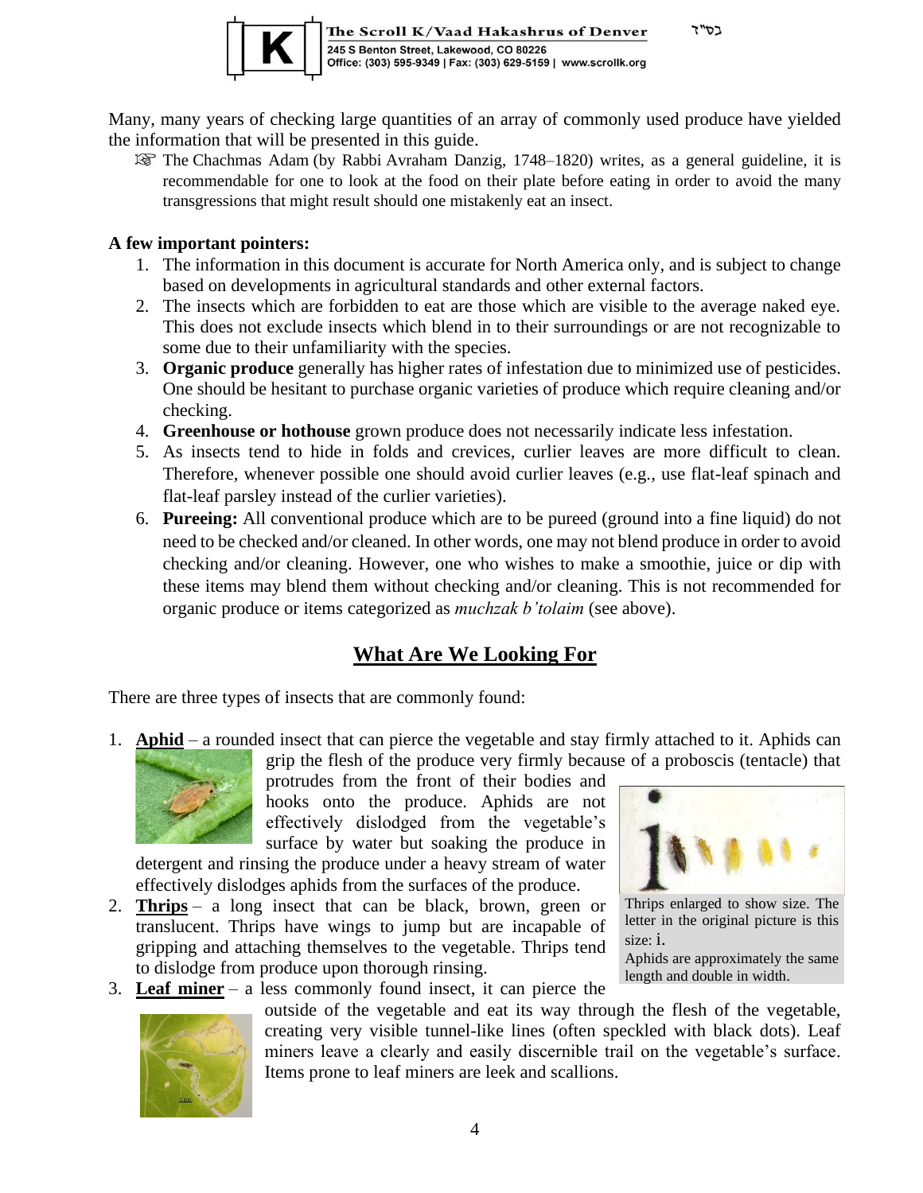Many, many years of checking large quantities of an array of commonly used produce have yielded the information that will be presented in this guide.

☞ The Chachmas Adam (by Rabbi Avraham Danzig, 1748–1820) writes, as a general guideline, it is recommendable for one to look at the food on their plate before eating in order to avoid the many transgressions that might result should one mistakenly eat an insect.

**A few important pointers:**

1. The information in this document is accurate for North America only, and is subject to change based on developments in agricultural standards and other external factors.
2. The insects which are forbidden to eat are those which are visible to the average naked eye. This does not exclude insects which blend in to their surroundings or are not recognizable to some due to their unfamiliarity with the species.
3. **Organic produce** generally has higher rates of infestation due to minimized use of pesticides. One should be hesitant to purchase organic varieties of produce which require cleaning and/or checking.
4. **Greenhouse or hothouse** grown produce does not necessarily indicate less infestation.
5. As insects tend to hide in folds and crevices, curlier leaves are more difficult to clean. Therefore, whenever possible one should avoid curlier leaves (e.g., use flat-leaf spinach and flat-leaf parsley instead of the curlier varieties).
6. **Pureeing:** All conventional produce which are to be pureed (ground into a fine liquid) do not need to be checked and/or cleaned. In other words, one may not blend produce in order to avoid checking and/or cleaning. However, one who wishes to make a smoothie, juice or dip with these items may blend them without checking and/or cleaning. This is not recommended for organic produce or items categorized as *muchzak b'tolaim* (see above).

## What Are We Looking For

There are three types of insects that are commonly found:

1. **Aphid** – a rounded insect that can pierce the vegetable and stay firmly attached to it. Aphids can grip the flesh of the produce very firmly because of a proboscis (tentacle) that protrudes from the front of their bodies and hooks onto the produce. Aphids are not effectively dislodged from the vegetable's surface by water but soaking the produce in detergent and rinsing the produce under a heavy stream of water effectively dislodges aphids from the surfaces of the produce.
2. **Thrips** – a long insect that can be black, brown, green or translucent. Thrips have wings to jump but are incapable of gripping and attaching themselves to the vegetable. Thrips tend to dislodge from produce upon thorough rinsing.
3. **Leaf miner** – a less commonly found insect, it can pierce the outside of the vegetable and eat its way through the flesh of the vegetable, creating very visible tunnel-like lines (often speckled with black dots). Leaf miners leave a clearly and easily discernible trail on the vegetable's surface. Items prone to leaf miners are leek and scallions.

Thrips enlarged to show size. The letter in the original picture is this size: i.
Aphids are approximately the same length and double in width.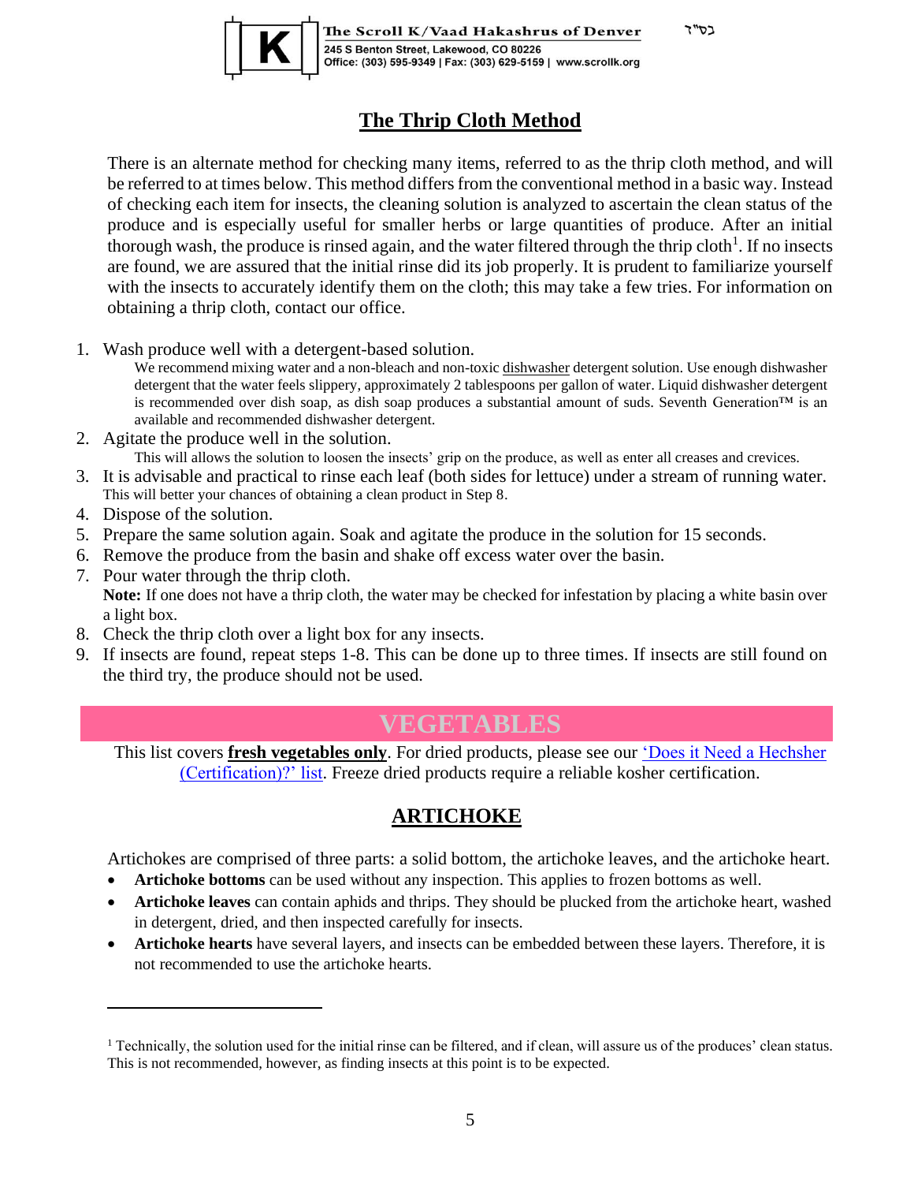## The Thrip Cloth Method

There is an alternate method for checking many items, referred to as the thrip cloth method, and will be referred to at times below. This method differs from the conventional method in a basic way. Instead of checking each item for insects, the cleaning solution is analyzed to ascertain the clean status of the produce and is especially useful for smaller herbs or large quantities of produce. After an initial thorough wash, the produce is rinsed again, and the water filtered through the thrip cloth[1]. If no insects are found, we are assured that the initial rinse did its job properly. It is prudent to familiarize yourself with the insects to accurately identify them on the cloth; this may take a few tries. For information on obtaining a thrip cloth, contact our office.

1. Wash produce well with a detergent-based solution.
   We recommend mixing water and a non-bleach and non-toxic dishwasher detergent solution. Use enough dishwasher detergent that the water feels slippery, approximately 2 tablespoons per gallon of water. Liquid dishwasher detergent is recommended over dish soap, as dish soap produces a substantial amount of suds. Seventh Generation™ is an available and recommended dishwasher detergent.
2. Agitate the produce well in the solution.
   This will allows the solution to loosen the insects' grip on the produce, as well as enter all creases and crevices.
3. It is advisable and practical to rinse each leaf (both sides for lettuce) under a stream of running water.
   This will better your chances of obtaining a clean product in Step 8.
4. Dispose of the solution.
5. Prepare the same solution again. Soak and agitate the produce in the solution for 15 seconds.
6. Remove the produce from the basin and shake off excess water over the basin.
7. Pour water through the thrip cloth.
   **Note:** If one does not have a thrip cloth, the water may be checked for infestation by placing a white basin over a light box.
8. Check the thrip cloth over a light box for any insects.
9. If insects are found, repeat steps 1-8. This can be done up to three times. If insects are still found on the third try, the produce should not be used.

# VEGETABLES

This list covers **fresh vegetables only**. For dried products, please see our 'Does it Need a Hechsher (Certification)?' list. Freeze dried products require a reliable kosher certification.

## ARTICHOKE

Artichokes are comprised of three parts: a solid bottom, the artichoke leaves, and the artichoke heart.

- **Artichoke bottoms** can be used without any inspection. This applies to frozen bottoms as well.
- **Artichoke leaves** can contain aphids and thrips. They should be plucked from the artichoke heart, washed in detergent, dried, and then inspected carefully for insects.
- **Artichoke hearts** have several layers, and insects can be embedded between these layers. Therefore, it is not recommended to use the artichoke hearts.

---

[1] Technically, the solution used for the initial rinse can be filtered, and if clean, will assure us of the produces' clean status. This is not recommended, however, as finding insects at this point is to be expected.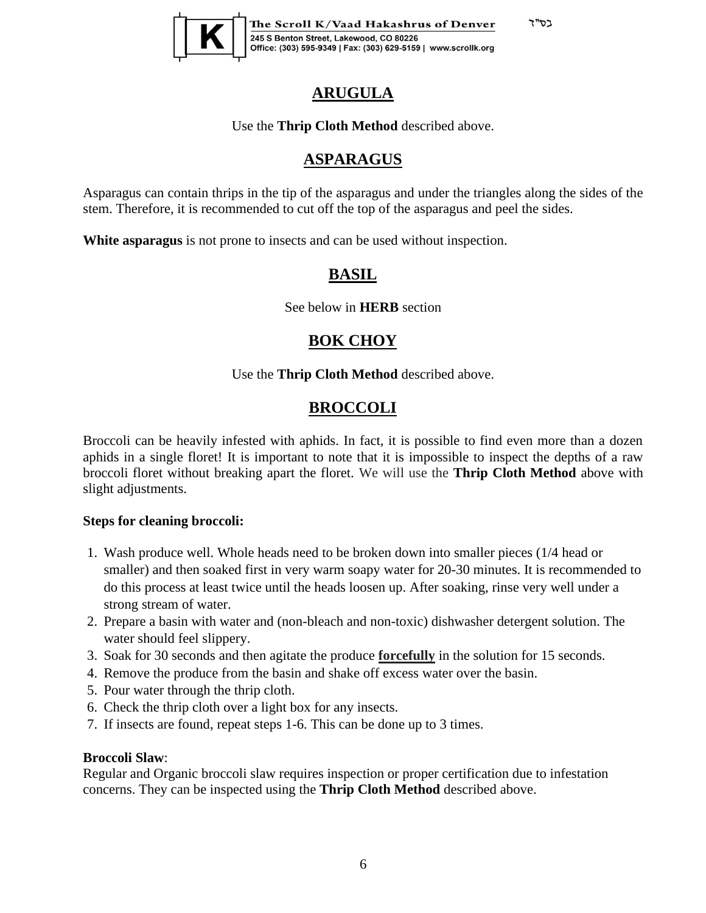## ARUGULA

Use the **Thrip Cloth Method** described above.

## ASPARAGUS

Asparagus can contain thrips in the tip of the asparagus and under the triangles along the sides of the stem. Therefore, it is recommended to cut off the top of the asparagus and peel the sides.

**White asparagus** is not prone to insects and can be used without inspection.

## BASIL

See below in **HERB** section

## BOK CHOY

Use the **Thrip Cloth Method** described above.

## BROCCOLI

Broccoli can be heavily infested with aphids. In fact, it is possible to find even more than a dozen aphids in a single floret! It is important to note that it is impossible to inspect the depths of a raw broccoli floret without breaking apart the floret. We will use the **Thrip Cloth Method** above with slight adjustments.

**Steps for cleaning broccoli:**

1. Wash produce well. Whole heads need to be broken down into smaller pieces (1/4 head or smaller) and then soaked first in very warm soapy water for 20-30 minutes. It is recommended to do this process at least twice until the heads loosen up. After soaking, rinse very well under a strong stream of water.
2. Prepare a basin with water and (non-bleach and non-toxic) dishwasher detergent solution. The water should feel slippery.
3. Soak for 30 seconds and then agitate the produce **forcefully** in the solution for 15 seconds.
4. Remove the produce from the basin and shake off excess water over the basin.
5. Pour water through the thrip cloth.
6. Check the thrip cloth over a light box for any insects.
7. If insects are found, repeat steps 1-6. This can be done up to 3 times.

**Broccoli Slaw**:
Regular and Organic broccoli slaw requires inspection or proper certification due to infestation concerns. They can be inspected using the **Thrip Cloth Method** described above.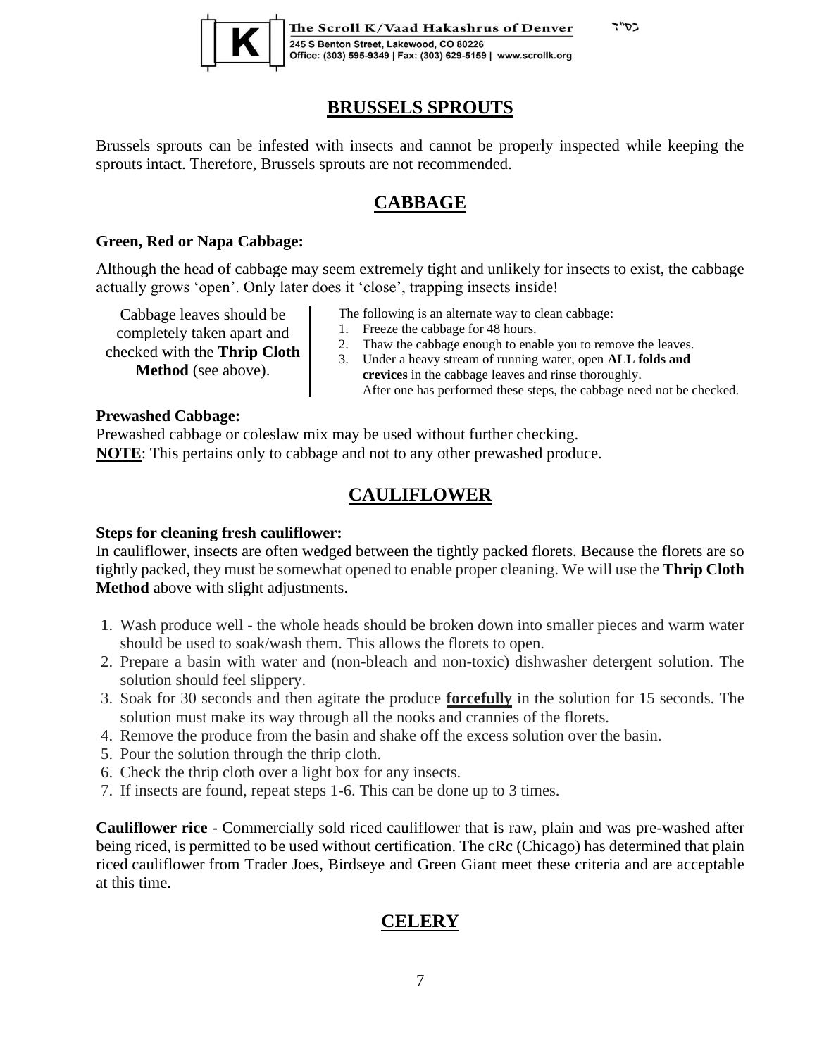## BRUSSELS SPROUTS

Brussels sprouts can be infested with insects and cannot be properly inspected while keeping the sprouts intact. Therefore, Brussels sprouts are not recommended.

## CABBAGE

**Green, Red or Napa Cabbage:**

Although the head of cabbage may seem extremely tight and unlikely for insects to exist, the cabbage actually grows 'open'. Only later does it 'close', trapping insects inside!

Cabbage leaves should be completely taken apart and checked with the **Thrip Cloth Method** (see above).

The following is an alternate way to clean cabbage:

1. Freeze the cabbage for 48 hours.
2. Thaw the cabbage enough to enable you to remove the leaves.
3. Under a heavy stream of running water, open **ALL folds and crevices** in the cabbage leaves and rinse thoroughly.

After one has performed these steps, the cabbage need not be checked.

**Prewashed Cabbage:**
Prewashed cabbage or coleslaw mix may be used without further checking.
<u>**NOTE**</u>: This pertains only to cabbage and not to any other prewashed produce.

## CAULIFLOWER

**Steps for cleaning fresh cauliflower:**
In cauliflower, insects are often wedged between the tightly packed florets. Because the florets are so tightly packed, they must be somewhat opened to enable proper cleaning. We will use the **Thrip Cloth Method** above with slight adjustments.

1. Wash produce well - the whole heads should be broken down into smaller pieces and warm water should be used to soak/wash them. This allows the florets to open.
2. Prepare a basin with water and (non-bleach and non-toxic) dishwasher detergent solution. The solution should feel slippery.
3. Soak for 30 seconds and then agitate the produce <u>**forcefully**</u> in the solution for 15 seconds. The solution must make its way through all the nooks and crannies of the florets.
4. Remove the produce from the basin and shake off the excess solution over the basin.
5. Pour the solution through the thrip cloth.
6. Check the thrip cloth over a light box for any insects.
7. If insects are found, repeat steps 1-6. This can be done up to 3 times.

**Cauliflower rice** - Commercially sold riced cauliflower that is raw, plain and was pre-washed after being riced, is permitted to be used without certification. The cRc (Chicago) has determined that plain riced cauliflower from Trader Joes, Birdseye and Green Giant meet these criteria and are acceptable at this time.

## CELERY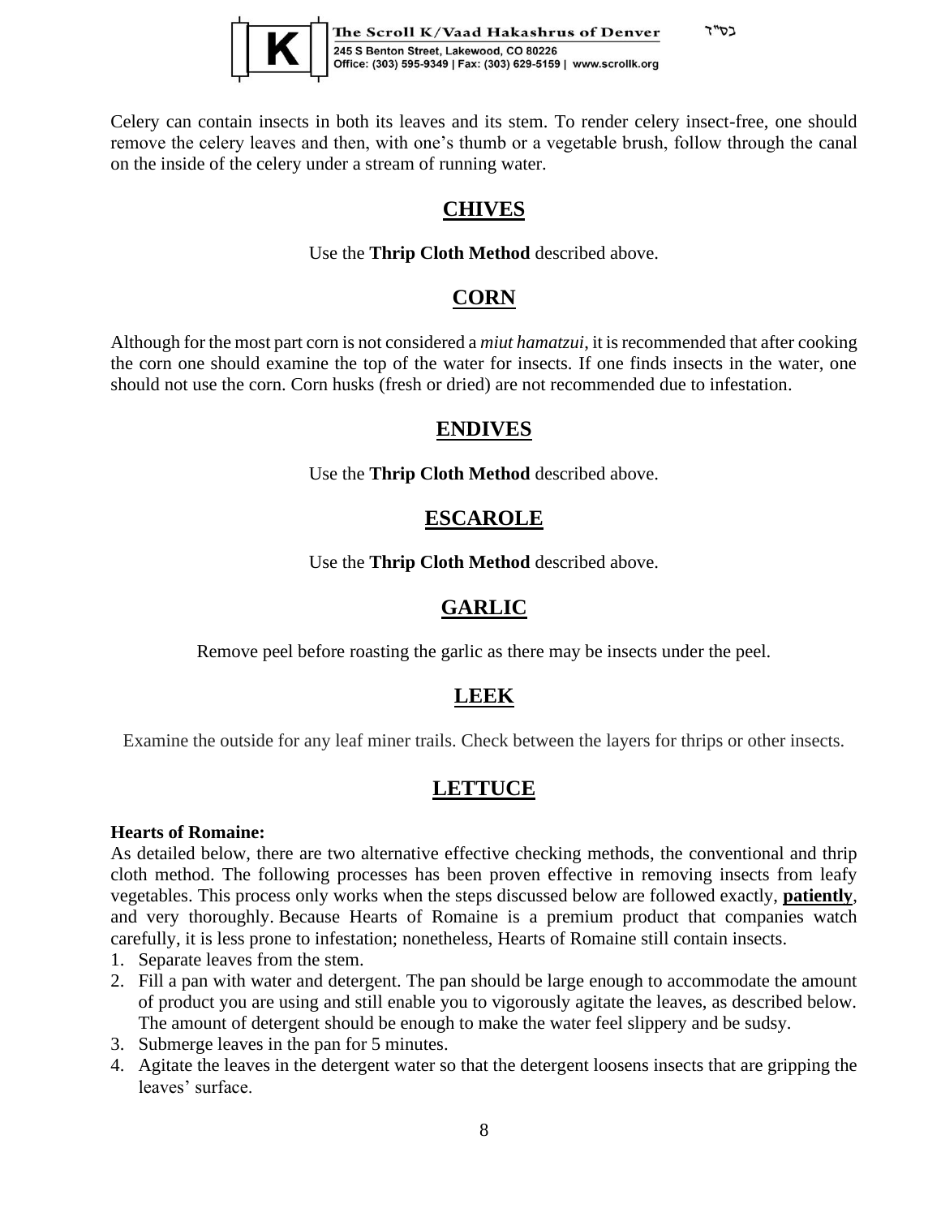Celery can contain insects in both its leaves and its stem. To render celery insect-free, one should remove the celery leaves and then, with one's thumb or a vegetable brush, follow through the canal on the inside of the celery under a stream of running water.

## CHIVES

Use the **Thrip Cloth Method** described above.

## CORN

Although for the most part corn is not considered a *miut hamatzui*, it is recommended that after cooking the corn one should examine the top of the water for insects. If one finds insects in the water, one should not use the corn. Corn husks (fresh or dried) are not recommended due to infestation.

## ENDIVES

Use the **Thrip Cloth Method** described above.

## ESCAROLE

Use the **Thrip Cloth Method** described above.

## GARLIC

Remove peel before roasting the garlic as there may be insects under the peel.

## LEEK

Examine the outside for any leaf miner trails. Check between the layers for thrips or other insects.

## LETTUCE

**Hearts of Romaine:**

As detailed below, there are two alternative effective checking methods, the conventional and thrip cloth method. The following processes has been proven effective in removing insects from leafy vegetables. This process only works when the steps discussed below are followed exactly, **patiently**, and very thoroughly. Because Hearts of Romaine is a premium product that companies watch carefully, it is less prone to infestation; nonetheless, Hearts of Romaine still contain insects.

1. Separate leaves from the stem.
2. Fill a pan with water and detergent. The pan should be large enough to accommodate the amount of product you are using and still enable you to vigorously agitate the leaves, as described below. The amount of detergent should be enough to make the water feel slippery and be sudsy.
3. Submerge leaves in the pan for 5 minutes.
4. Agitate the leaves in the detergent water so that the detergent loosens insects that are gripping the leaves' surface.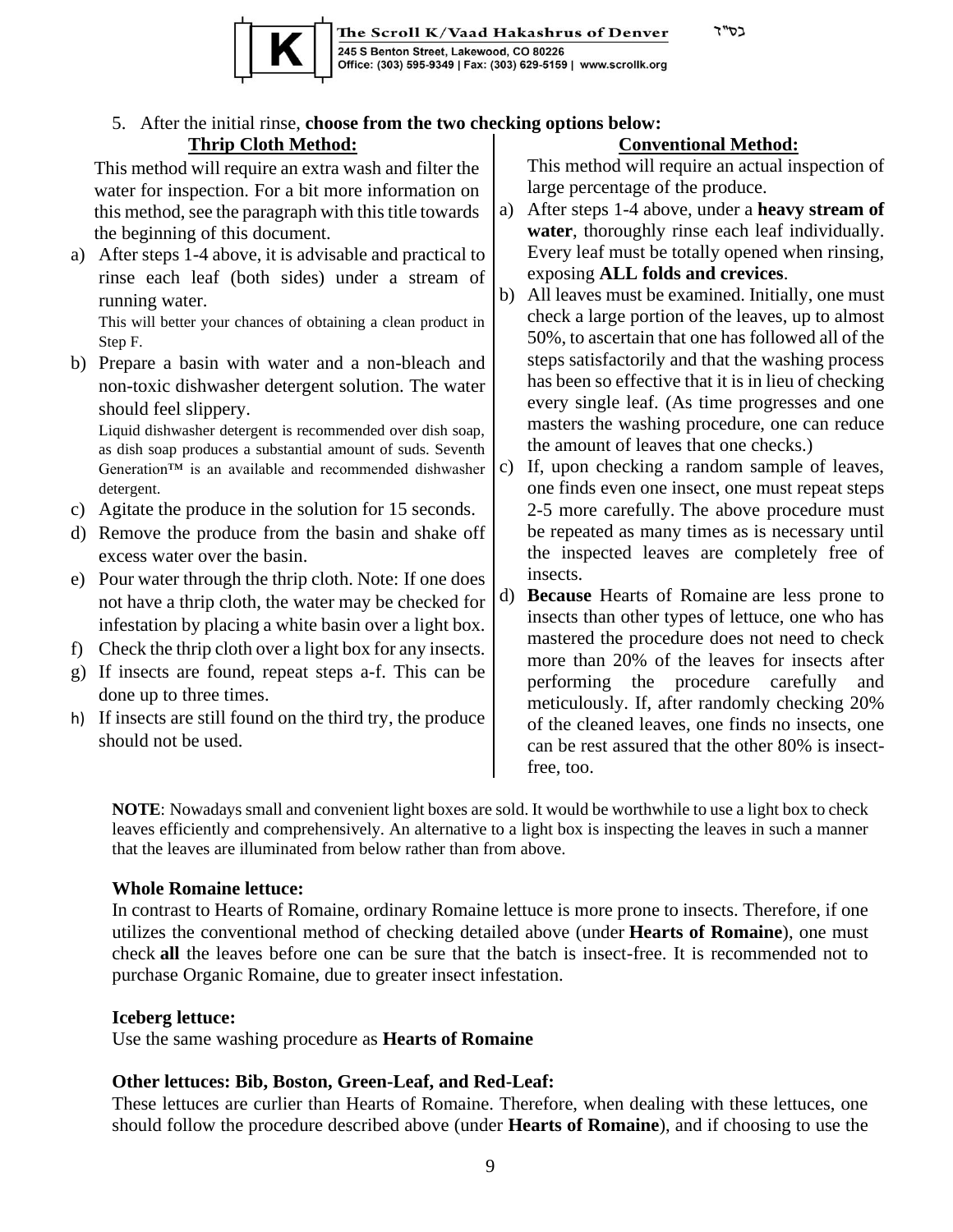5. After the initial rinse, **choose from the two checking options below:**

**Thrip Cloth Method:**

This method will require an extra wash and filter the water for inspection. For a bit more information on this method, see the paragraph with this title towards the beginning of this document.

a) After steps 1-4 above, it is advisable and practical to rinse each leaf (both sides) under a stream of running water.
   This will better your chances of obtaining a clean product in Step F.
b) Prepare a basin with water and a non-bleach and non-toxic dishwasher detergent solution. The water should feel slippery.
   Liquid dishwasher detergent is recommended over dish soap, as dish soap produces a substantial amount of suds. Seventh Generation™ is an available and recommended dishwasher detergent.
c) Agitate the produce in the solution for 15 seconds.
d) Remove the produce from the basin and shake off excess water over the basin.
e) Pour water through the thrip cloth. Note: If one does not have a thrip cloth, the water may be checked for infestation by placing a white basin over a light box.
f) Check the thrip cloth over a light box for any insects.
g) If insects are found, repeat steps a-f. This can be done up to three times.
h) If insects are still found on the third try, the produce should not be used.

**Conventional Method:**

This method will require an actual inspection of large percentage of the produce.

a) After steps 1-4 above, under a **heavy stream of water**, thoroughly rinse each leaf individually. Every leaf must be totally opened when rinsing, exposing **ALL folds and crevices**.
b) All leaves must be examined. Initially, one must check a large portion of the leaves, up to almost 50%, to ascertain that one has followed all of the steps satisfactorily and that the washing process has been so effective that it is in lieu of checking every single leaf. (As time progresses and one masters the washing procedure, one can reduce the amount of leaves that one checks.)
c) If, upon checking a random sample of leaves, one finds even one insect, one must repeat steps 2-5 more carefully. The above procedure must be repeated as many times as is necessary until the inspected leaves are completely free of insects.
d) **Because** Hearts of Romaine are less prone to insects than other types of lettuce, one who has mastered the procedure does not need to check more than 20% of the leaves for insects after performing the procedure carefully and meticulously. If, after randomly checking 20% of the cleaned leaves, one finds no insects, one can be rest assured that the other 80% is insect-free, too.

**NOTE**: Nowadays small and convenient light boxes are sold. It would be worthwhile to use a light box to check leaves efficiently and comprehensively. An alternative to a light box is inspecting the leaves in such a manner that the leaves are illuminated from below rather than from above.

**Whole Romaine lettuce:**

In contrast to Hearts of Romaine, ordinary Romaine lettuce is more prone to insects. Therefore, if one utilizes the conventional method of checking detailed above (under **Hearts of Romaine**), one must check **all** the leaves before one can be sure that the batch is insect-free. It is recommended not to purchase Organic Romaine, due to greater insect infestation.

**Iceberg lettuce:**

Use the same washing procedure as **Hearts of Romaine**

**Other lettuces: Bib, Boston, Green-Leaf, and Red-Leaf:**

These lettuces are curlier than Hearts of Romaine. Therefore, when dealing with these lettuces, one should follow the procedure described above (under **Hearts of Romaine**), and if choosing to use the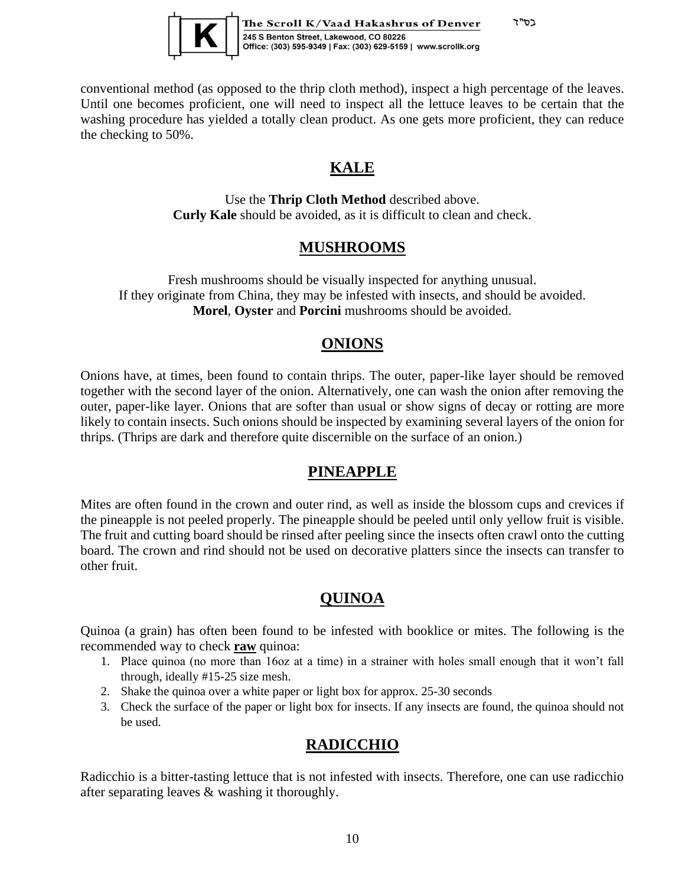conventional method (as opposed to the thrip cloth method), inspect a high percentage of the leaves. Until one becomes proficient, one will need to inspect all the lettuce leaves to be certain that the washing procedure has yielded a totally clean product. As one gets more proficient, they can reduce the checking to 50%.

## KALE

Use the **Thrip Cloth Method** described above.
**Curly Kale** should be avoided, as it is difficult to clean and check.

## MUSHROOMS

Fresh mushrooms should be visually inspected for anything unusual.
If they originate from China, they may be infested with insects, and should be avoided.
**Morel**, **Oyster** and **Porcini** mushrooms should be avoided.

## ONIONS

Onions have, at times, been found to contain thrips. The outer, paper-like layer should be removed together with the second layer of the onion. Alternatively, one can wash the onion after removing the outer, paper-like layer. Onions that are softer than usual or show signs of decay or rotting are more likely to contain insects. Such onions should be inspected by examining several layers of the onion for thrips. (Thrips are dark and therefore quite discernible on the surface of an onion.)

## PINEAPPLE

Mites are often found in the crown and outer rind, as well as inside the blossom cups and crevices if the pineapple is not peeled properly. The pineapple should be peeled until only yellow fruit is visible. The fruit and cutting board should be rinsed after peeling since the insects often crawl onto the cutting board. The crown and rind should not be used on decorative platters since the insects can transfer to other fruit.

## QUINOA

Quinoa (a grain) has often been found to be infested with booklice or mites. The following is the recommended way to check **raw** quinoa:

1. Place quinoa (no more than 16oz at a time) in a strainer with holes small enough that it won't fall through, ideally #15-25 size mesh.
2. Shake the quinoa over a white paper or light box for approx. 25-30 seconds
3. Check the surface of the paper or light box for insects. If any insects are found, the quinoa should not be used.

## RADICCHIO

Radicchio is a bitter-tasting lettuce that is not infested with insects. Therefore, one can use radicchio after separating leaves & washing it thoroughly.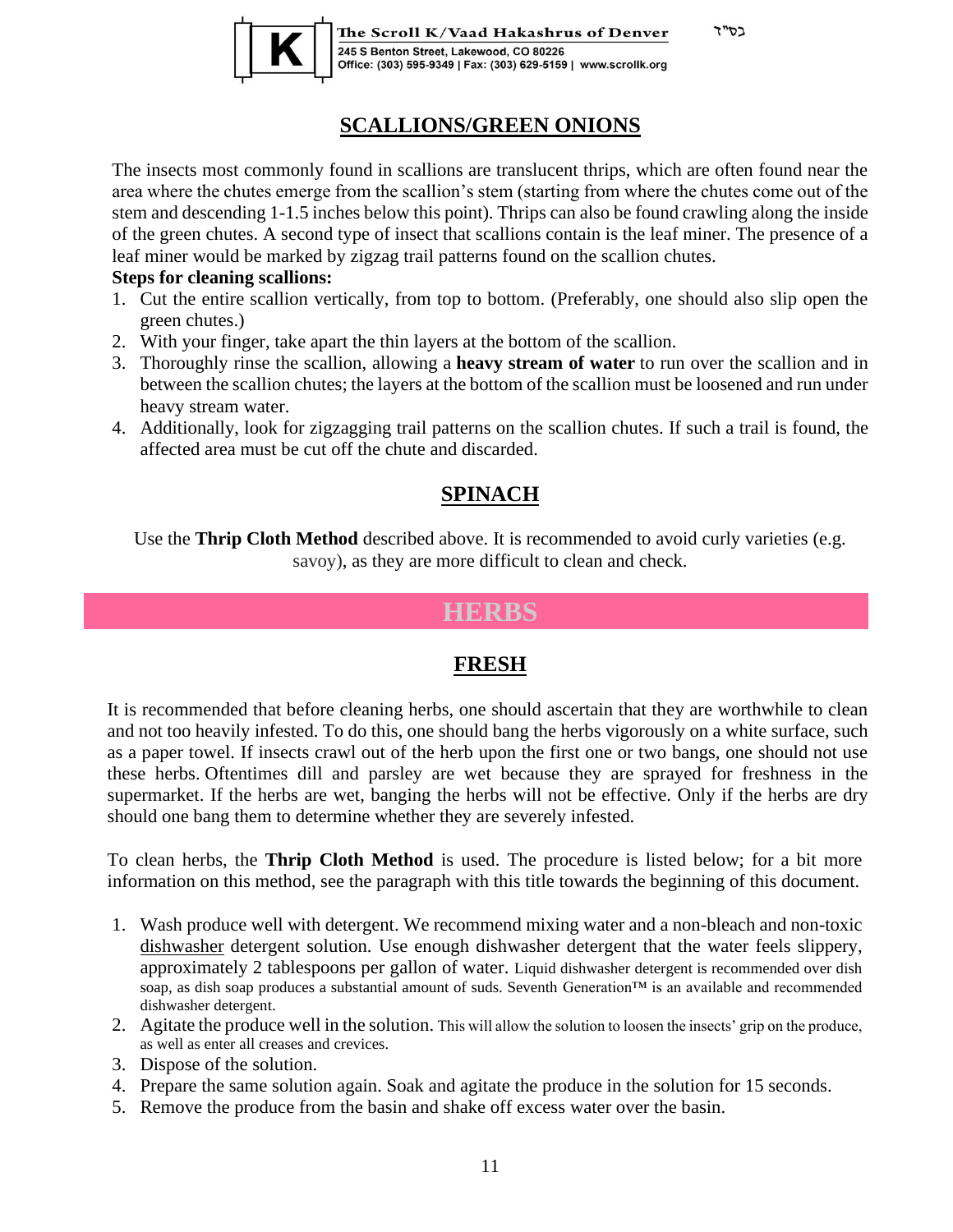## SCALLIONS/GREEN ONIONS

The insects most commonly found in scallions are translucent thrips, which are often found near the area where the chutes emerge from the scallion's stem (starting from where the chutes come out of the stem and descending 1-1.5 inches below this point). Thrips can also be found crawling along the inside of the green chutes. A second type of insect that scallions contain is the leaf miner. The presence of a leaf miner would be marked by zigzag trail patterns found on the scallion chutes.

**Steps for cleaning scallions:**

1. Cut the entire scallion vertically, from top to bottom. (Preferably, one should also slip open the green chutes.)
2. With your finger, take apart the thin layers at the bottom of the scallion.
3. Thoroughly rinse the scallion, allowing a **heavy stream of water** to run over the scallion and in between the scallion chutes; the layers at the bottom of the scallion must be loosened and run under heavy stream water.
4. Additionally, look for zigzagging trail patterns on the scallion chutes. If such a trail is found, the affected area must be cut off the chute and discarded.

## SPINACH

Use the **Thrip Cloth Method** described above. It is recommended to avoid curly varieties (e.g. savoy), as they are more difficult to clean and check.

# HERBS

## FRESH

It is recommended that before cleaning herbs, one should ascertain that they are worthwhile to clean and not too heavily infested. To do this, one should bang the herbs vigorously on a white surface, such as a paper towel. If insects crawl out of the herb upon the first one or two bangs, one should not use these herbs. Oftentimes dill and parsley are wet because they are sprayed for freshness in the supermarket. If the herbs are wet, banging the herbs will not be effective. Only if the herbs are dry should one bang them to determine whether they are severely infested.

To clean herbs, the **Thrip Cloth Method** is used. The procedure is listed below; for a bit more information on this method, see the paragraph with this title towards the beginning of this document.

1. Wash produce well with detergent. We recommend mixing water and a non-bleach and non-toxic dishwasher detergent solution. Use enough dishwasher detergent that the water feels slippery, approximately 2 tablespoons per gallon of water. Liquid dishwasher detergent is recommended over dish soap, as dish soap produces a substantial amount of suds. Seventh Generation™ is an available and recommended dishwasher detergent.
2. Agitate the produce well in the solution. This will allow the solution to loosen the insects' grip on the produce, as well as enter all creases and crevices.
3. Dispose of the solution.
4. Prepare the same solution again. Soak and agitate the produce in the solution for 15 seconds.
5. Remove the produce from the basin and shake off excess water over the basin.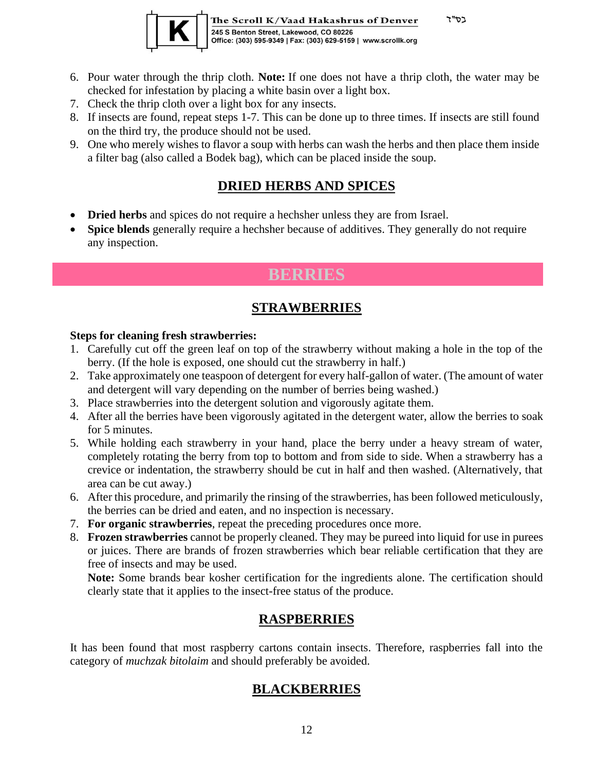6. Pour water through the thrip cloth. **Note:** If one does not have a thrip cloth, the water may be checked for infestation by placing a white basin over a light box.
7. Check the thrip cloth over a light box for any insects.
8. If insects are found, repeat steps 1-7. This can be done up to three times. If insects are still found on the third try, the produce should not be used.
9. One who merely wishes to flavor a soup with herbs can wash the herbs and then place them inside a filter bag (also called a Bodek bag), which can be placed inside the soup.

## DRIED HERBS AND SPICES

- **Dried herbs** and spices do not require a hechsher unless they are from Israel.
- **Spice blends** generally require a hechsher because of additives. They generally do not require any inspection.

# BERRIES

## STRAWBERRIES

**Steps for cleaning fresh strawberries:**

1. Carefully cut off the green leaf on top of the strawberry without making a hole in the top of the berry. (If the hole is exposed, one should cut the strawberry in half.)
2. Take approximately one teaspoon of detergent for every half-gallon of water. (The amount of water and detergent will vary depending on the number of berries being washed.)
3. Place strawberries into the detergent solution and vigorously agitate them.
4. After all the berries have been vigorously agitated in the detergent water, allow the berries to soak for 5 minutes.
5. While holding each strawberry in your hand, place the berry under a heavy stream of water, completely rotating the berry from top to bottom and from side to side. When a strawberry has a crevice or indentation, the strawberry should be cut in half and then washed. (Alternatively, that area can be cut away.)
6. After this procedure, and primarily the rinsing of the strawberries, has been followed meticulously, the berries can be dried and eaten, and no inspection is necessary.
7. **For organic strawberries**, repeat the preceding procedures once more.
8. **Frozen strawberries** cannot be properly cleaned. They may be pureed into liquid for use in purees or juices. There are brands of frozen strawberries which bear reliable certification that they are free of insects and may be used.
   **Note:** Some brands bear kosher certification for the ingredients alone. The certification should clearly state that it applies to the insect-free status of the produce.

## RASPBERRIES

It has been found that most raspberry cartons contain insects. Therefore, raspberries fall into the category of *muchzak bitolaim* and should preferably be avoided.

## BLACKBERRIES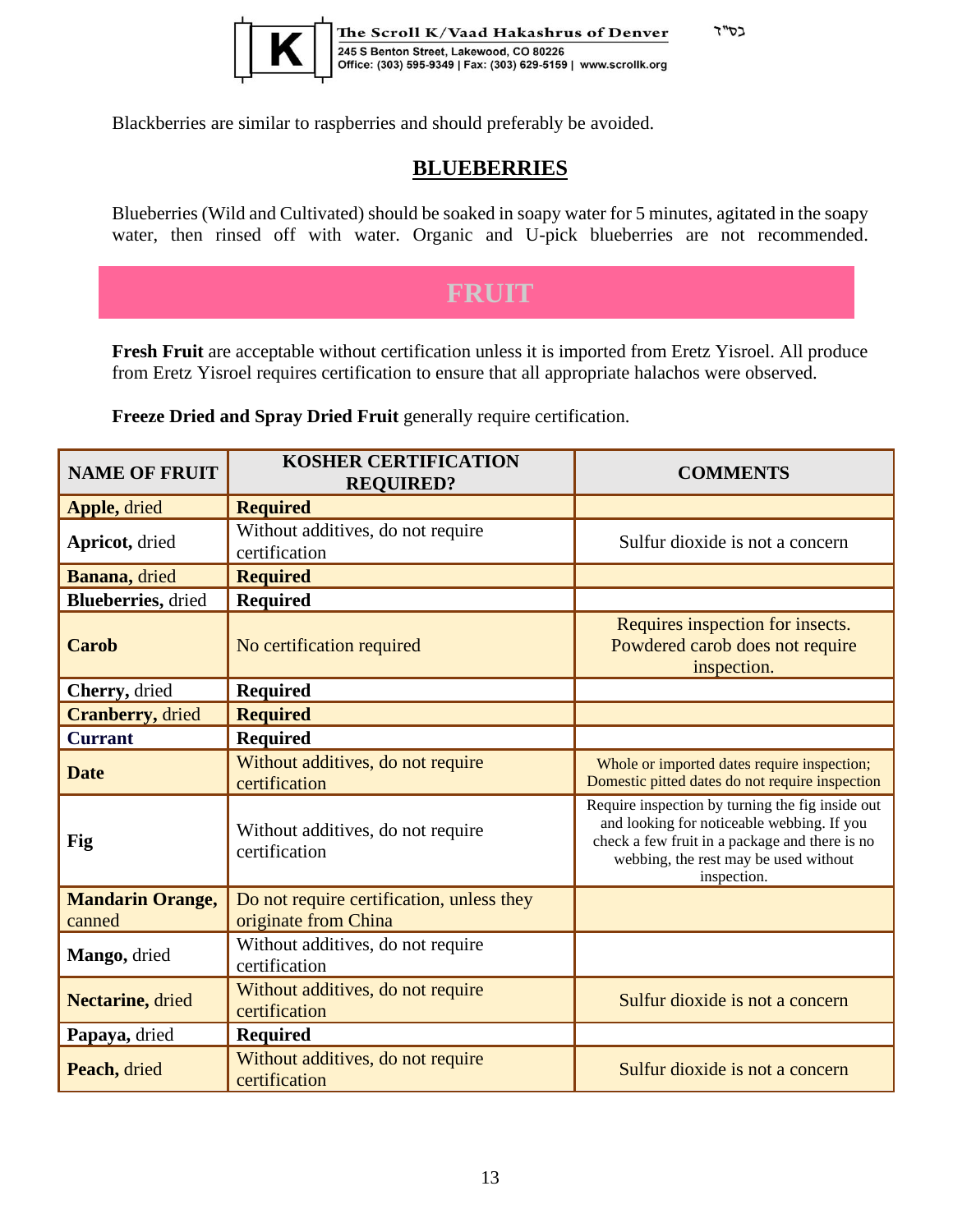Blackberries are similar to raspberries and should preferably be avoided.

## BLUEBERRIES

Blueberries (Wild and Cultivated) should be soaked in soapy water for 5 minutes, agitated in the soapy water, then rinsed off with water. Organic and U-pick blueberries are not recommended.

# FRUIT

**Fresh Fruit** are acceptable without certification unless it is imported from Eretz Yisroel. All produce from Eretz Yisroel requires certification to ensure that all appropriate halachos were observed.

**Freeze Dried and Spray Dried Fruit** generally require certification.

| NAME OF FRUIT | KOSHER CERTIFICATION REQUIRED? | COMMENTS |
|---|---|---|
| **Apple,** dried | **Required** | |
| **Apricot,** dried | Without additives, do not require certification | Sulfur dioxide is not a concern |
| **Banana,** dried | **Required** | |
| **Blueberries,** dried | **Required** | |
| **Carob** | No certification required | Requires inspection for insects. Powdered carob does not require inspection. |
| **Cherry,** dried | **Required** | |
| **Cranberry,** dried | **Required** | |
| **Currant** | **Required** | |
| **Date** | Without additives, do not require certification | Whole or imported dates require inspection; Domestic pitted dates do not require inspection |
| **Fig** | Without additives, do not require certification | Require inspection by turning the fig inside out and looking for noticeable webbing. If you check a few fruit in a package and there is no webbing, the rest may be used without inspection. |
| **Mandarin Orange,** canned | Do not require certification, unless they originate from China | |
| **Mango,** dried | Without additives, do not require certification | |
| **Nectarine,** dried | Without additives, do not require certification | Sulfur dioxide is not a concern |
| **Papaya,** dried | **Required** | |
| **Peach,** dried | Without additives, do not require certification | Sulfur dioxide is not a concern |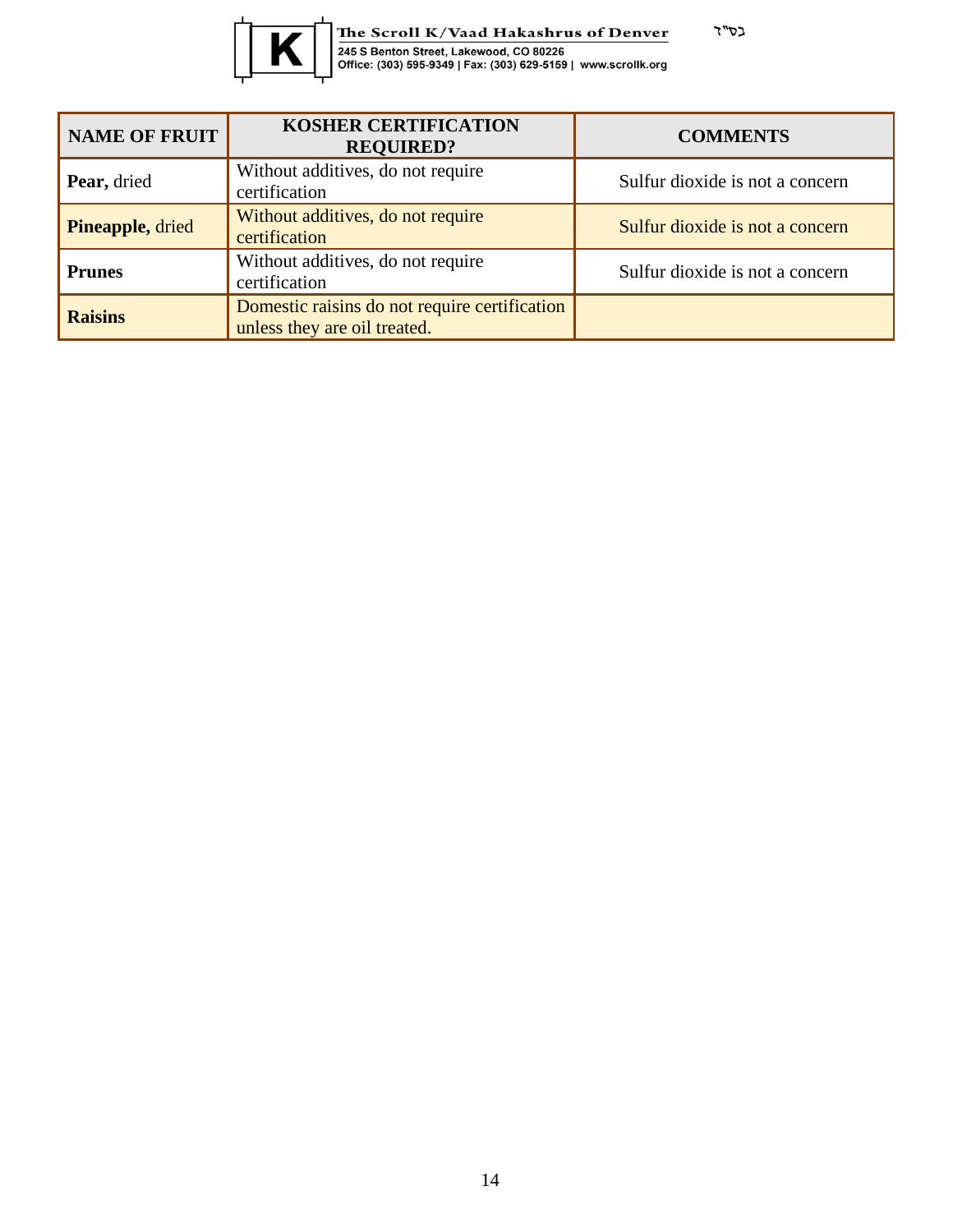| NAME OF FRUIT | KOSHER CERTIFICATION REQUIRED? | COMMENTS |
|---|---|---|
| **Pear,** dried | Without additives, do not require certification | Sulfur dioxide is not a concern |
| **Pineapple,** dried | Without additives, do not require certification | Sulfur dioxide is not a concern |
| **Prunes** | Without additives, do not require certification | Sulfur dioxide is not a concern |
| **Raisins** | Domestic raisins do not require certification unless they are oil treated. | |